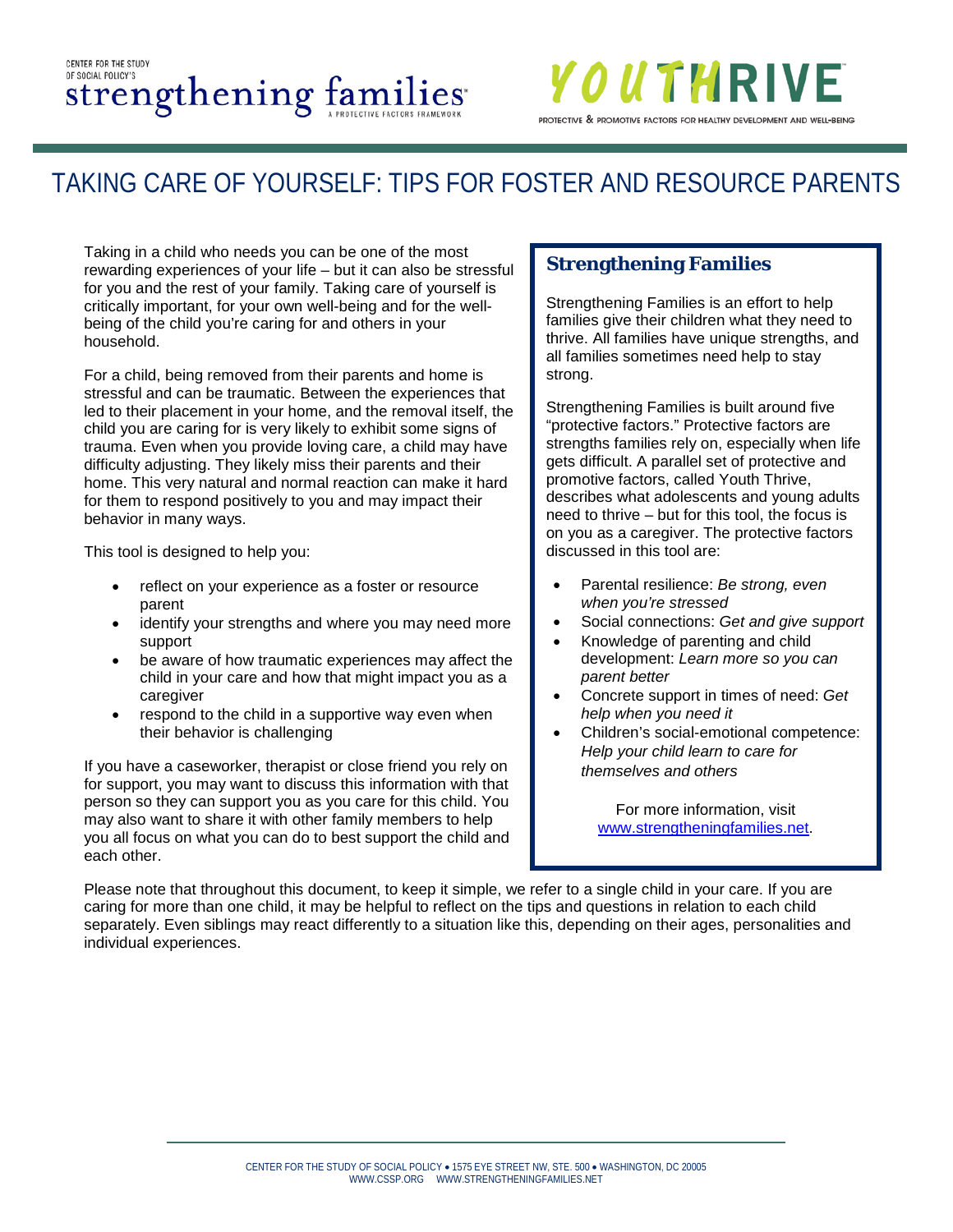CENTER FOR THE STUDY OF SOCIAL POLICY'S

strengthening families

A PROTECTIVE FACTORS FRAMEWORK

YOUTHRIVE

PROTECTIVE & PROMOTIVE FACTORS FOR HEALTHY DEVELOPMENT AND WELL-BEING

# TAKING CARE OF YOURSELF: TIPS FOR FOSTER AND RESOURCE PARENTS

Taking in a child who needs you can be one of the most rewarding experiences of your life – but it can also be stressful for you and the rest of your family. Taking care of yourself is critically important, for your own well-being and for the well-being of the child you're caring for and others in your household.

For a child, being removed from their parents and home is stressful and can be traumatic. Between the experiences that led to their placement in your home, and the removal itself, the child you are caring for is very likely to exhibit some signs of trauma. Even when you provide loving care, a child may have difficulty adjusting. They likely miss their parents and their home. This very natural and normal reaction can make it hard for them to respond positively to you and may impact their behavior in many ways.

This tool is designed to help you:

- reflect on your experience as a foster or resource parent
- identify your strengths and where you may need more support
- be aware of how traumatic experiences may affect the child in your care and how that might impact you as a caregiver
- respond to the child in a supportive way even when their behavior is challenging

If you have a caseworker, therapist or close friend you rely on for support, you may want to discuss this information with that person so they can support you as you care for this child. You may also want to share it with other family members to help you all focus on what you can do to best support the child and each other.

## Strengthening Families

Strengthening Families is an effort to help families give their children what they need to thrive. All families have unique strengths, and all families sometimes need help to stay strong.

Strengthening Families is built around five "protective factors." Protective factors are strengths families rely on, especially when life gets difficult. A parallel set of protective and promotive factors, called Youth Thrive, describes what adolescents and young adults need to thrive – but for this tool, the focus is on you as a caregiver. The protective factors discussed in this tool are:

- Parental resilience: *Be strong, even when you're stressed*
- Social connections: *Get and give support*
- Knowledge of parenting and child development: *Learn more so you can parent better*
- Concrete support in times of need: *Get help when you need it*
- Children's social-emotional competence: *Help your child learn to care for themselves and others*

For more information, visit www.strengtheningfamilies.net.

Please note that throughout this document, to keep it simple, we refer to a single child in your care. If you are caring for more than one child, it may be helpful to reflect on the tips and questions in relation to each child separately. Even siblings may react differently to a situation like this, depending on their ages, personalities and individual experiences.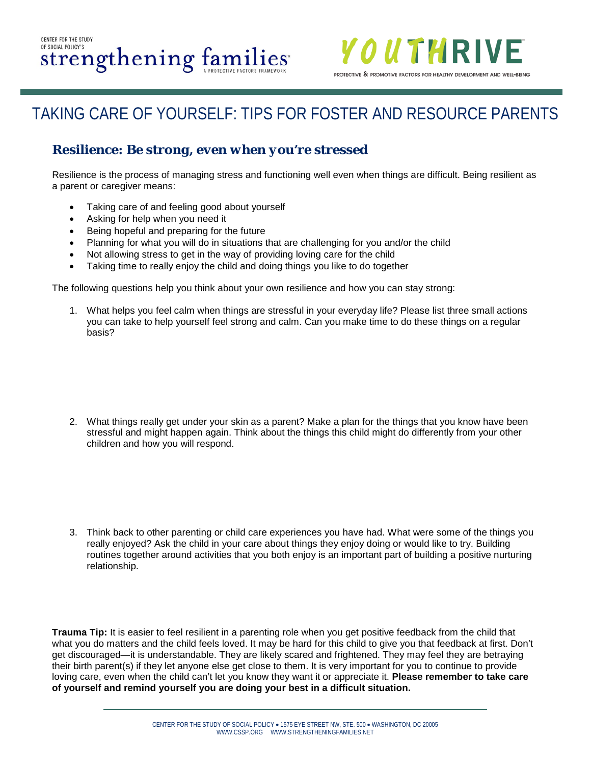# TAKING CARE OF YOURSELF: TIPS FOR FOSTER AND RESOURCE PARENTS

## Resilience: Be strong, even when you're stressed

Resilience is the process of managing stress and functioning well even when things are difficult. Being resilient as a parent or caregiver means:

- Taking care of and feeling good about yourself
- Asking for help when you need it
- Being hopeful and preparing for the future
- Planning for what you will do in situations that are challenging for you and/or the child
- Not allowing stress to get in the way of providing loving care for the child
- Taking time to really enjoy the child and doing things you like to do together

The following questions help you think about your own resilience and how you can stay strong:

1. What helps you feel calm when things are stressful in your everyday life? Please list three small actions you can take to help yourself feel strong and calm. Can you make time to do these things on a regular basis?

2. What things really get under your skin as a parent? Make a plan for the things that you know have been stressful and might happen again. Think about the things this child might do differently from your other children and how you will respond.

3. Think back to other parenting or child care experiences you have had. What were some of the things you really enjoyed? Ask the child in your care about things they enjoy doing or would like to try. Building routines together around activities that you both enjoy is an important part of building a positive nurturing relationship.

**Trauma Tip:** It is easier to feel resilient in a parenting role when you get positive feedback from the child that what you do matters and the child feels loved. It may be hard for this child to give you that feedback at first. Don't get discouraged—it is understandable. They are likely scared and frightened. They may feel they are betraying their birth parent(s) if they let anyone else get close to them. It is very important for you to continue to provide loving care, even when the child can't let you know they want it or appreciate it. **Please remember to take care of yourself and remind yourself you are doing your best in a difficult situation.**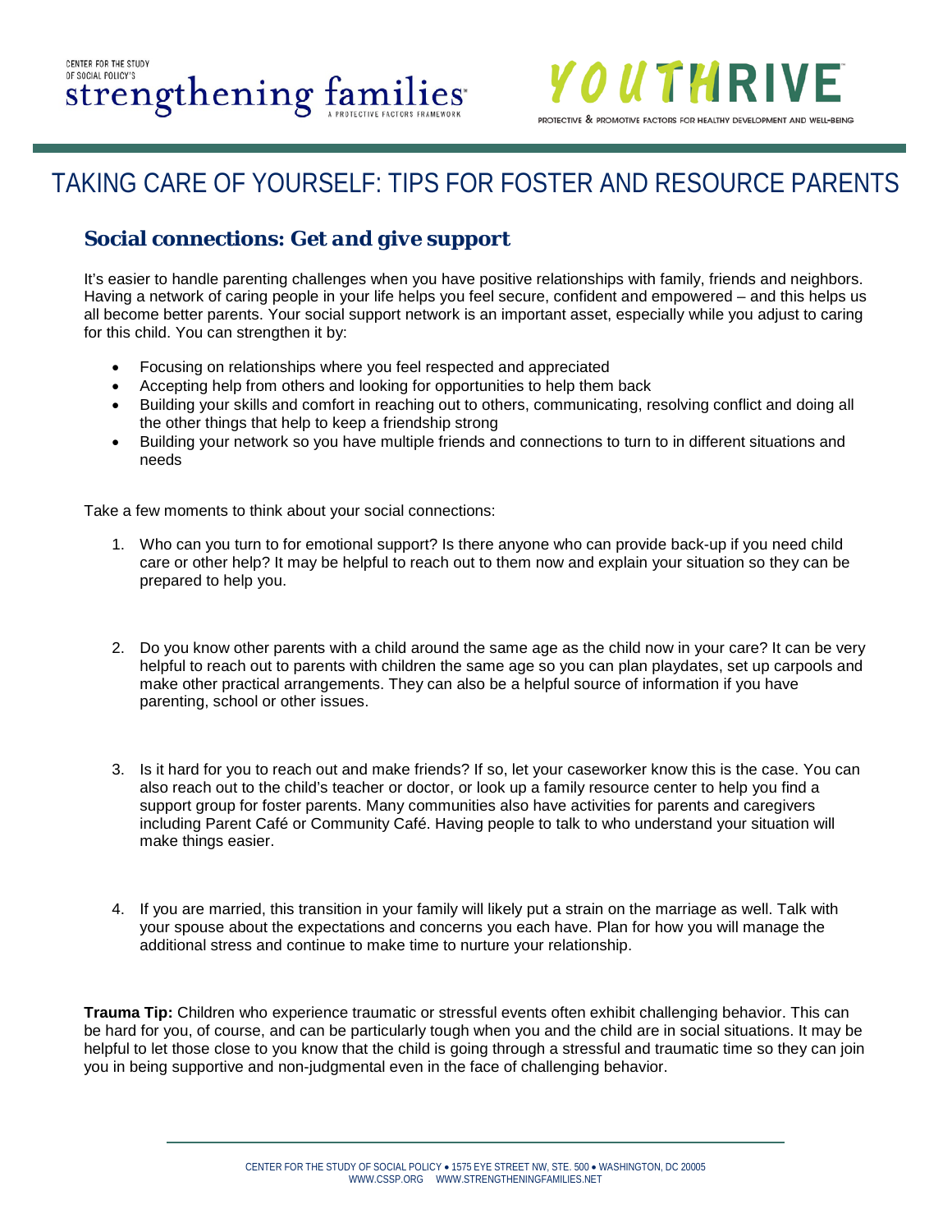# TAKING CARE OF YOURSELF: TIPS FOR FOSTER AND RESOURCE PARENTS

## Social connections: Get and give support

It's easier to handle parenting challenges when you have positive relationships with family, friends and neighbors. Having a network of caring people in your life helps you feel secure, confident and empowered – and this helps us all become better parents. Your social support network is an important asset, especially while you adjust to caring for this child. You can strengthen it by:

- Focusing on relationships where you feel respected and appreciated
- Accepting help from others and looking for opportunities to help them back
- Building your skills and comfort in reaching out to others, communicating, resolving conflict and doing all the other things that help to keep a friendship strong
- Building your network so you have multiple friends and connections to turn to in different situations and needs

Take a few moments to think about your social connections:

1. Who can you turn to for emotional support? Is there anyone who can provide back-up if you need child care or other help? It may be helpful to reach out to them now and explain your situation so they can be prepared to help you.

2. Do you know other parents with a child around the same age as the child now in your care? It can be very helpful to reach out to parents with children the same age so you can plan playdates, set up carpools and make other practical arrangements. They can also be a helpful source of information if you have parenting, school or other issues.

3. Is it hard for you to reach out and make friends? If so, let your caseworker know this is the case. You can also reach out to the child's teacher or doctor, or look up a family resource center to help you find a support group for foster parents. Many communities also have activities for parents and caregivers including Parent Café or Community Café. Having people to talk to who understand your situation will make things easier.

4. If you are married, this transition in your family will likely put a strain on the marriage as well. Talk with your spouse about the expectations and concerns you each have. Plan for how you will manage the additional stress and continue to make time to nurture your relationship.

**Trauma Tip:** Children who experience traumatic or stressful events often exhibit challenging behavior. This can be hard for you, of course, and can be particularly tough when you and the child are in social situations. It may be helpful to let those close to you know that the child is going through a stressful and traumatic time so they can join you in being supportive and non-judgmental even in the face of challenging behavior.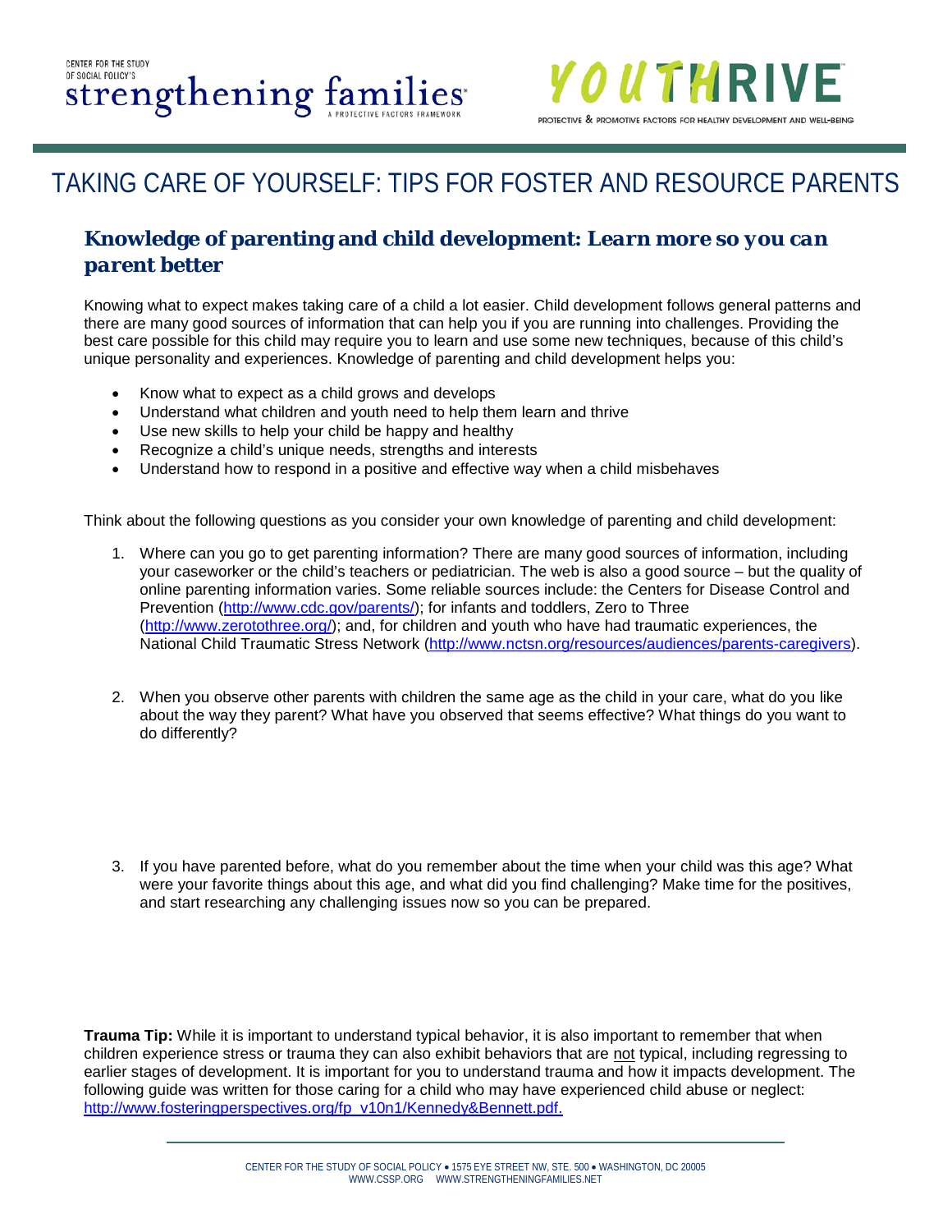# TAKING CARE OF YOURSELF: TIPS FOR FOSTER AND RESOURCE PARENTS

## *Knowledge of parenting and child development: Learn more so you can parent better*

Knowing what to expect makes taking care of a child a lot easier. Child development follows general patterns and there are many good sources of information that can help you if you are running into challenges. Providing the best care possible for this child may require you to learn and use some new techniques, because of this child's unique personality and experiences. Knowledge of parenting and child development helps you:

- Know what to expect as a child grows and develops
- Understand what children and youth need to help them learn and thrive
- Use new skills to help your child be happy and healthy
- Recognize a child's unique needs, strengths and interests
- Understand how to respond in a positive and effective way when a child misbehaves

Think about the following questions as you consider your own knowledge of parenting and child development:

1. Where can you go to get parenting information? There are many good sources of information, including your caseworker or the child's teachers or pediatrician. The web is also a good source – but the quality of online parenting information varies. Some reliable sources include: the Centers for Disease Control and Prevention (http://www.cdc.gov/parents/); for infants and toddlers, Zero to Three (http://www.zerotothree.org/); and, for children and youth who have had traumatic experiences, the National Child Traumatic Stress Network (http://www.nctsn.org/resources/audiences/parents-caregivers).

2. When you observe other parents with children the same age as the child in your care, what do you like about the way they parent? What have you observed that seems effective? What things do you want to do differently?

3. If you have parented before, what do you remember about the time when your child was this age? What were your favorite things about this age, and what did you find challenging? Make time for the positives, and start researching any challenging issues now so you can be prepared.

**Trauma Tip:** While it is important to understand typical behavior, it is also important to remember that when children experience stress or trauma they can also exhibit behaviors that are not typical, including regressing to earlier stages of development. It is important for you to understand trauma and how it impacts development. The following guide was written for those caring for a child who may have experienced child abuse or neglect: http://www.fosteringperspectives.org/fp_v10n1/Kennedy&Bennett.pdf.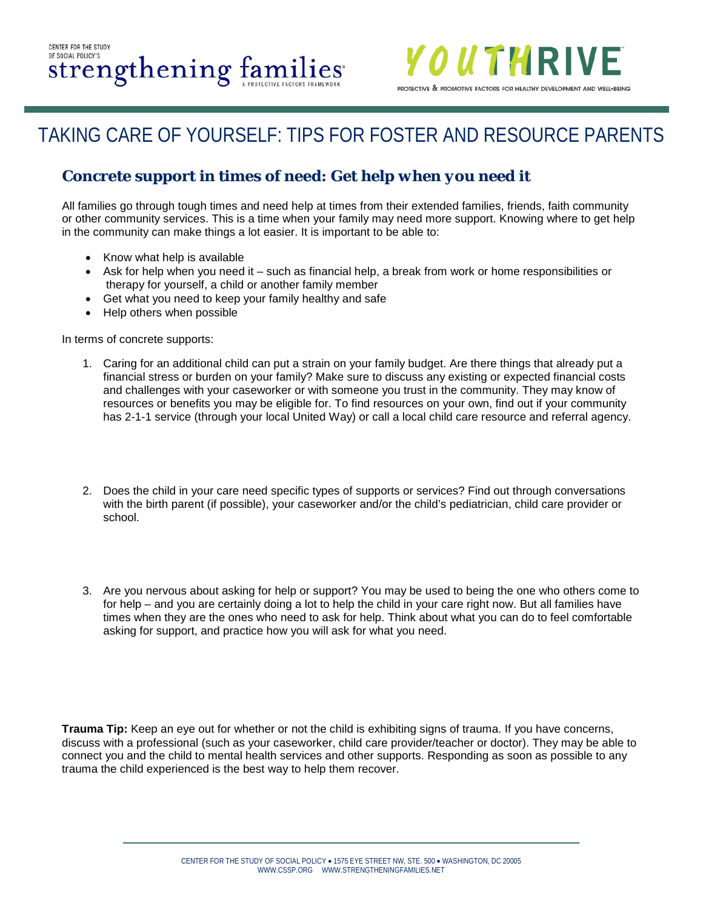# TAKING CARE OF YOURSELF: TIPS FOR FOSTER AND RESOURCE PARENTS

## Concrete support in times of need: Get help when you need it

All families go through tough times and need help at times from their extended families, friends, faith community or other community services. This is a time when your family may need more support. Knowing where to get help in the community can make things a lot easier. It is important to be able to:

- Know what help is available
- Ask for help when you need it – such as financial help, a break from work or home responsibilities or therapy for yourself, a child or another family member
- Get what you need to keep your family healthy and safe
- Help others when possible

In terms of concrete supports:

1. Caring for an additional child can put a strain on your family budget. Are there things that already put a financial stress or burden on your family? Make sure to discuss any existing or expected financial costs and challenges with your caseworker or with someone you trust in the community. They may know of resources or benefits you may be eligible for. To find resources on your own, find out if your community has 2-1-1 service (through your local United Way) or call a local child care resource and referral agency.

2. Does the child in your care need specific types of supports or services? Find out through conversations with the birth parent (if possible), your caseworker and/or the child's pediatrician, child care provider or school.

3. Are you nervous about asking for help or support? You may be used to being the one who others come to for help – and you are certainly doing a lot to help the child in your care right now. But all families have times when they are the ones who need to ask for help. Think about what you can do to feel comfortable asking for support, and practice how you will ask for what you need.

**Trauma Tip:** Keep an eye out for whether or not the child is exhibiting signs of trauma. If you have concerns, discuss with a professional (such as your caseworker, child care provider/teacher or doctor). They may be able to connect you and the child to mental health services and other supports. Responding as soon as possible to any trauma the child experienced is the best way to help them recover.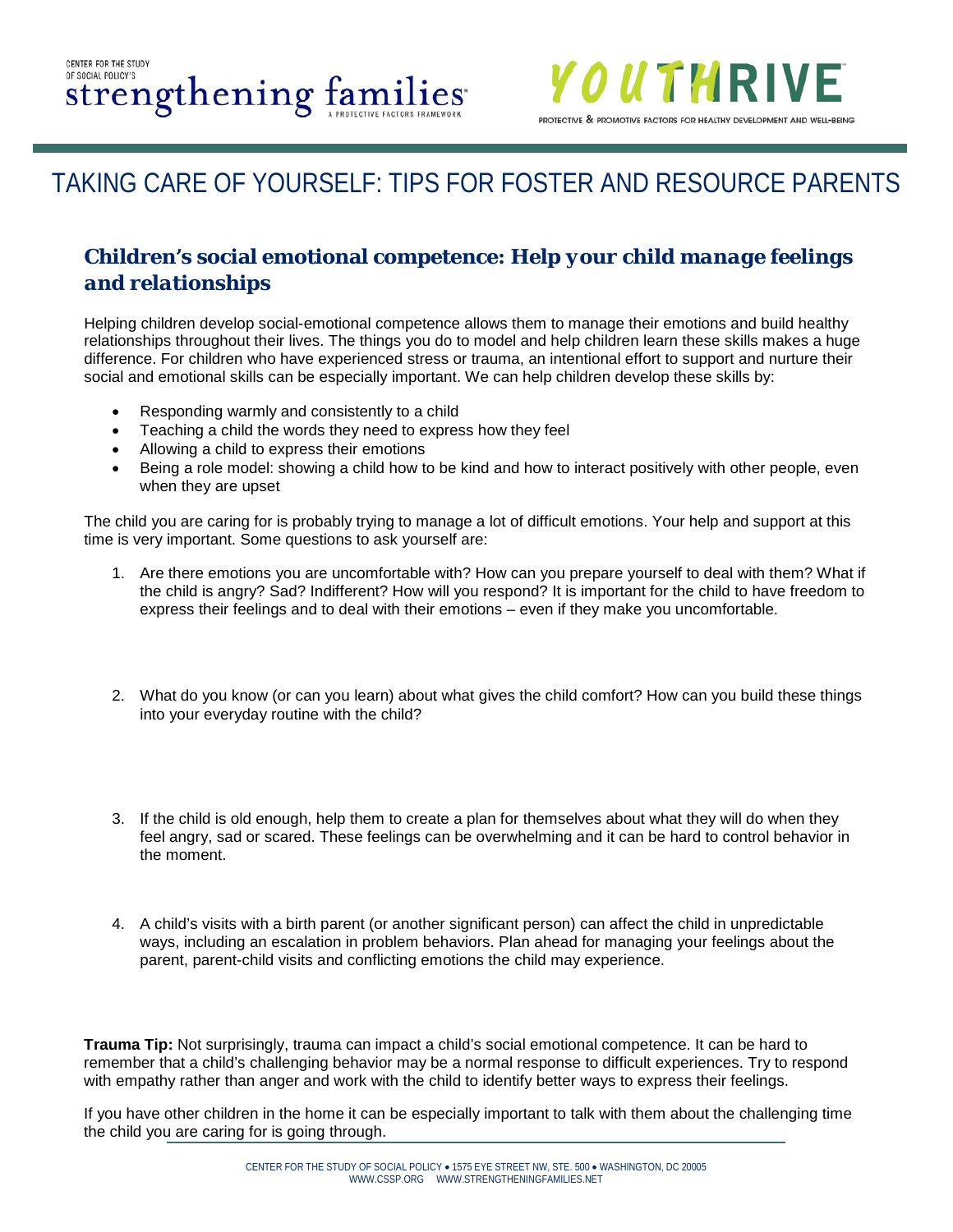# TAKING CARE OF YOURSELF: TIPS FOR FOSTER AND RESOURCE PARENTS

## *Children's social emotional competence: Help your child manage feelings and relationships*

Helping children develop social-emotional competence allows them to manage their emotions and build healthy relationships throughout their lives. The things you do to model and help children learn these skills makes a huge difference. For children who have experienced stress or trauma, an intentional effort to support and nurture their social and emotional skills can be especially important. We can help children develop these skills by:

- Responding warmly and consistently to a child
- Teaching a child the words they need to express how they feel
- Allowing a child to express their emotions
- Being a role model: showing a child how to be kind and how to interact positively with other people, even when they are upset

The child you are caring for is probably trying to manage a lot of difficult emotions. Your help and support at this time is very important. Some questions to ask yourself are:

1. Are there emotions you are uncomfortable with? How can you prepare yourself to deal with them? What if the child is angry? Sad? Indifferent? How will you respond? It is important for the child to have freedom to express their feelings and to deal with their emotions – even if they make you uncomfortable.

2. What do you know (or can you learn) about what gives the child comfort? How can you build these things into your everyday routine with the child?

3. If the child is old enough, help them to create a plan for themselves about what they will do when they feel angry, sad or scared. These feelings can be overwhelming and it can be hard to control behavior in the moment.

4. A child's visits with a birth parent (or another significant person) can affect the child in unpredictable ways, including an escalation in problem behaviors. Plan ahead for managing your feelings about the parent, parent-child visits and conflicting emotions the child may experience.

**Trauma Tip:** Not surprisingly, trauma can impact a child's social emotional competence. It can be hard to remember that a child's challenging behavior may be a normal response to difficult experiences. Try to respond with empathy rather than anger and work with the child to identify better ways to express their feelings.

If you have other children in the home it can be especially important to talk with them about the challenging time the child you are caring for is going through.